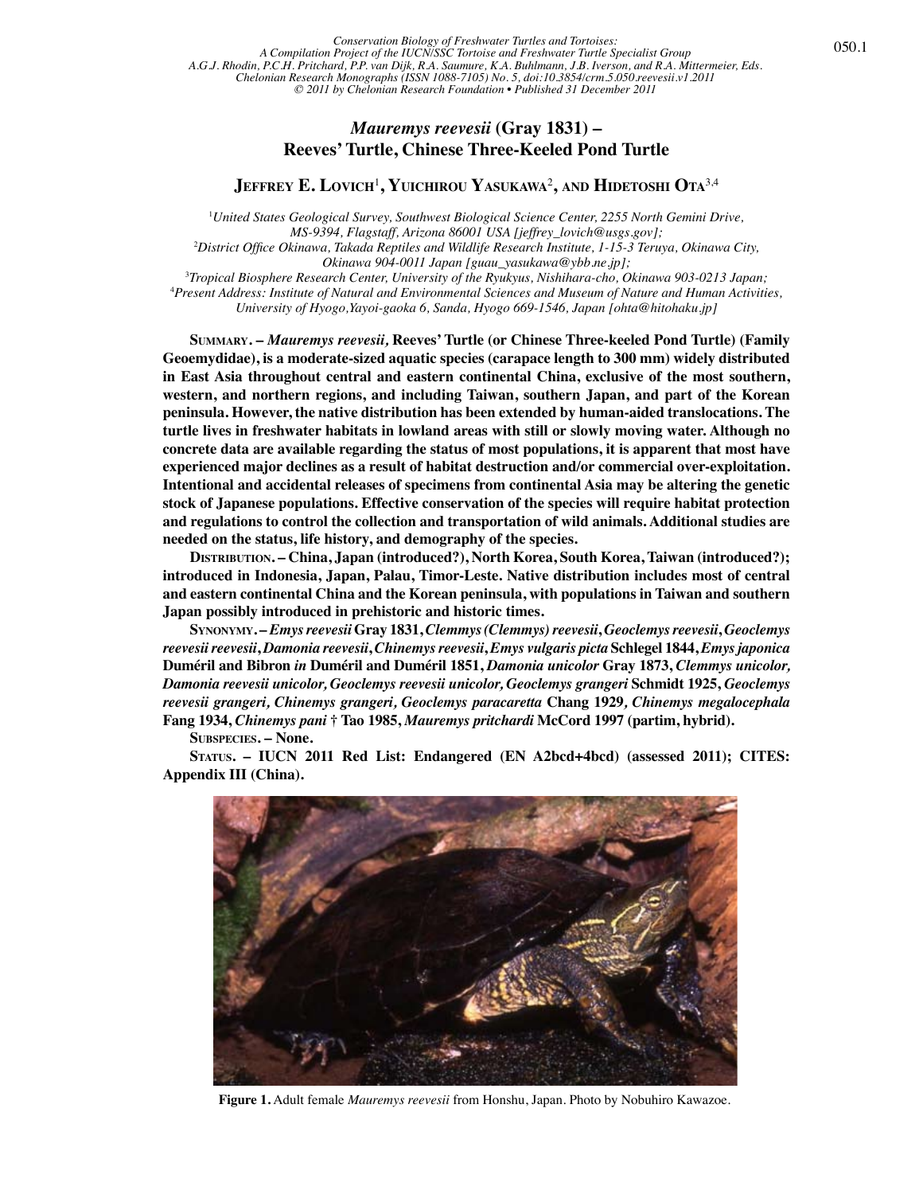*Conservation Biology of Freshwater Turtles and Tortoises: A Compilation Project of the IUCN/SSC Tortoise and Freshwater Turtle Specialist Group*
*A.G.J. Rhodin, P.C.H. Pritchard, P.P. van Dijk, R.A. Saumure, K.A. Buhlmann, J.B. Iverson, and R.A. Mittermeier, Eds.*
*Chelonian Research Monographs (ISSN 1088-7105) No. 5, doi:10.3854/crm.5.050.reevesii.v1.2011*
*© 2011 by Chelonian Research Foundation • Published 31 December 2011*

# *Mauremys reevesii* (Gray 1831) – Reeves' Turtle, Chinese Three-Keeled Pond Turtle

**Jeffrey E. Lovich**[1]**, Yuichirou Yasukawa**[2]**, and Hidetoshi Ota**[3,4]

[1]*United States Geological Survey, Southwest Biological Science Center, 2255 North Gemini Drive, MS-9394, Flagstaff, Arizona 86001 USA [jeffrey_lovich@usgs.gov];*
[2]*District Office Okinawa, Takada Reptiles and Wildlife Research Institute, 1-15-3 Teruya, Okinawa City, Okinawa 904-0011 Japan [guau_yasukawa@ybb.ne.jp];*
[3]*Tropical Biosphere Research Center, University of the Ryukyus, Nishihara-cho, Okinawa 903-0213 Japan;*
[4]*Present Address: Institute of Natural and Environmental Sciences and Museum of Nature and Human Activities, University of Hyogo,Yayoi-gaoka 6, Sanda, Hyogo 669-1546, Japan [ohta@hitohaku.jp]*

**Summary. –** ***Mauremys reevesii*****, Reeves' Turtle (or Chinese Three-keeled Pond Turtle) (Family Geoemydidae), is a moderate-sized aquatic species (carapace length to 300 mm) widely distributed in East Asia throughout central and eastern continental China, exclusive of the most southern, western, and northern regions, and including Taiwan, southern Japan, and part of the Korean peninsula. However, the native distribution has been extended by human-aided translocations. The turtle lives in freshwater habitats in lowland areas with still or slowly moving water. Although no concrete data are available regarding the status of most populations, it is apparent that most have experienced major declines as a result of habitat destruction and/or commercial over-exploitation. Intentional and accidental releases of specimens from continental Asia may be altering the genetic stock of Japanese populations. Effective conservation of the species will require habitat protection and regulations to control the collection and transportation of wild animals. Additional studies are needed on the status, life history, and demography of the species.**

**Distribution. – China, Japan (introduced?), North Korea, South Korea, Taiwan (introduced?); introduced in Indonesia, Japan, Palau, Timor-Leste. Native distribution includes most of central and eastern continental China and the Korean peninsula, with populations in Taiwan and southern Japan possibly introduced in prehistoric and historic times.**

**Synonymy. –** ***Emys reevesii*** **Gray 1831,** ***Clemmys (Clemmys) reevesii*****,** ***Geoclemys reevesii*****,** ***Geoclemys reevesii reevesii*****,** ***Damonia reevesii*****,** ***Chinemys reevesii*****,** ***Emys vulgaris picta*** **Schlegel 1844,** ***Emys japonica*** **Duméril and Bibron** ***in*** **Duméril and Duméril 1851,** ***Damonia unicolor*** **Gray 1873,** ***Clemmys unicolor, Damonia reevesii unicolor, Geoclemys reevesii unicolor, Geoclemys grangeri*** **Schmidt 1925,** ***Geoclemys reevesii grangeri, Chinemys grangeri, Geoclemys paracaretta*** **Chang 1929,** ***Chinemys megalocephala*** **Fang 1934,** ***Chinemys pani*** **† Tao 1985,** ***Mauremys pritchardi*** **McCord 1997 (partim, hybrid).**

**Subspecies. – None.**

**Status. – IUCN 2011 Red List: Endangered (EN A2bcd+4bcd) (assessed 2011); CITES: Appendix III (China).**

**Figure 1.** Adult female *Mauremys reevesii* from Honshu, Japan. Photo by Nobuhiro Kawazoe.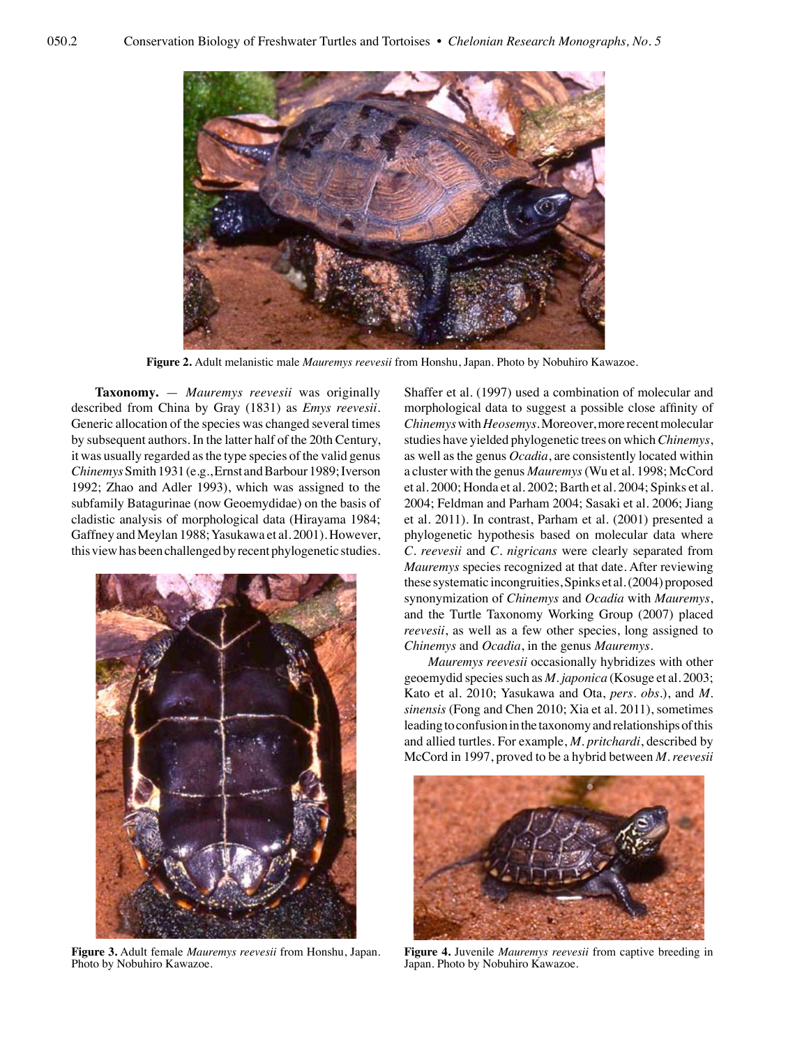Figure 2. Adult melanistic male *Mauremys reevesii* from Honshu, Japan. Photo by Nobuhiro Kawazoe.

**Taxonomy.** — *Mauremys reevesii* was originally described from China by Gray (1831) as *Emys reevesii*. Generic allocation of the species was changed several times by subsequent authors. In the latter half of the 20th Century, it was usually regarded as the type species of the valid genus *Chinemys* Smith 1931 (e.g., Ernst and Barbour 1989; Iverson 1992; Zhao and Adler 1993), which was assigned to the subfamily Batagurinae (now Geoemydidae) on the basis of cladistic analysis of morphological data (Hirayama 1984; Gaffney and Meylan 1988; Yasukawa et al. 2001). However, this view has been challenged by recent phylogenetic studies. Shaffer et al. (1997) used a combination of molecular and morphological data to suggest a possible close affinity of *Chinemys* with *Heosemys*. Moreover, more recent molecular studies have yielded phylogenetic trees on which *Chinemys*, as well as the genus *Ocadia*, are consistently located within a cluster with the genus *Mauremys* (Wu et al. 1998; McCord et al. 2000; Honda et al. 2002; Barth et al. 2004; Spinks et al. 2004; Feldman and Parham 2004; Sasaki et al. 2006; Jiang et al. 2011). In contrast, Parham et al. (2001) presented a phylogenetic hypothesis based on molecular data where *C. reevesii* and *C. nigricans* were clearly separated from *Mauremys* species recognized at that date. After reviewing these systematic incongruities, Spinks et al. (2004) proposed synonymization of *Chinemys* and *Ocadia* with *Mauremys*, and the Turtle Taxonomy Working Group (2007) placed *reevesii*, as well as a few other species, long assigned to *Chinemys* and *Ocadia*, in the genus *Mauremys*.

*Mauremys reevesii* occasionally hybridizes with other geoemydid species such as *M. japonica* (Kosuge et al. 2003; Kato et al. 2010; Yasukawa and Ota, *pers. obs.*), and *M. sinensis* (Fong and Chen 2010; Xia et al. 2011), sometimes leading to confusion in the taxonomy and relationships of this and allied turtles. For example, *M. pritchardi*, described by McCord in 1997, proved to be a hybrid between *M. reevesii*

Figure 3. Adult female *Mauremys reevesii* from Honshu, Japan. Photo by Nobuhiro Kawazoe.

Figure 4. Juvenile *Mauremys reevesii* from captive breeding in Japan. Photo by Nobuhiro Kawazoe.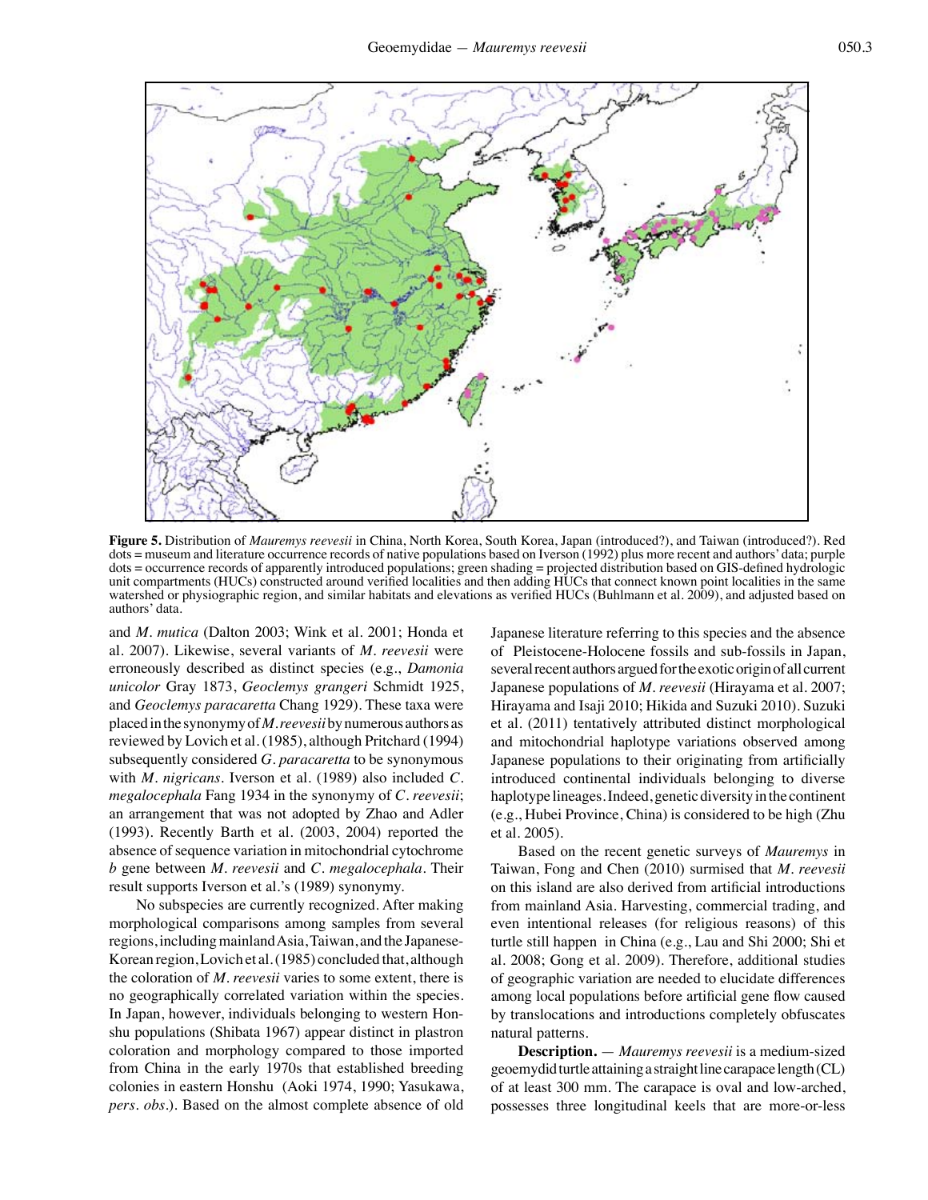**Figure 5.** Distribution of *Mauremys reevesii* in China, North Korea, South Korea, Japan (introduced?), and Taiwan (introduced?). Red dots = museum and literature occurrence records of native populations based on Iverson (1992) plus more recent and authors' data; purple dots = occurrence records of apparently introduced populations; green shading = projected distribution based on GIS-defined hydrologic unit compartments (HUCs) constructed around verified localities and then adding HUCs that connect known point localities in the same watershed or physiographic region, and similar habitats and elevations as verified HUCs (Buhlmann et al. 2009), and adjusted based on authors' data.

and *M. mutica* (Dalton 2003; Wink et al. 2001; Honda et al. 2007). Likewise, several variants of *M. reevesii* were erroneously described as distinct species (e.g., *Damonia unicolor* Gray 1873, *Geoclemys grangeri* Schmidt 1925, and *Geoclemys paracaretta* Chang 1929). These taxa were placed in the synonymy of *M. reevesii* by numerous authors as reviewed by Lovich et al. (1985), although Pritchard (1994) subsequently considered *G. paracaretta* to be synonymous with *M. nigricans*. Iverson et al. (1989) also included *C. megalocephala* Fang 1934 in the synonymy of *C. reevesii*; an arrangement that was not adopted by Zhao and Adler (1993). Recently Barth et al. (2003, 2004) reported the absence of sequence variation in mitochondrial cytochrome *b* gene between *M. reevesii* and *C. megalocephala*. Their result supports Iverson et al.'s (1989) synonymy.

No subspecies are currently recognized. After making morphological comparisons among samples from several regions, including mainland Asia, Taiwan, and the Japanese-Korean region, Lovich et al. (1985) concluded that, although the coloration of *M. reevesii* varies to some extent, there is no geographically correlated variation within the species. In Japan, however, individuals belonging to western Honshu populations (Shibata 1967) appear distinct in plastron coloration and morphology compared to those imported from China in the early 1970s that established breeding colonies in eastern Honshu (Aoki 1974, 1990; Yasukawa, *pers. obs.*). Based on the almost complete absence of old Japanese literature referring to this species and the absence of Pleistocene-Holocene fossils and sub-fossils in Japan, several recent authors argued for the exotic origin of all current Japanese populations of *M. reevesii* (Hirayama et al. 2007; Hirayama and Isaji 2010; Hikida and Suzuki 2010). Suzuki et al. (2011) tentatively attributed distinct morphological and mitochondrial haplotype variations observed among Japanese populations to their originating from artificially introduced continental individuals belonging to diverse haplotype lineages. Indeed, genetic diversity in the continent (e.g., Hubei Province, China) is considered to be high (Zhu et al. 2005).

Based on the recent genetic surveys of *Mauremys* in Taiwan, Fong and Chen (2010) surmised that *M. reevesii* on this island are also derived from artificial introductions from mainland Asia. Harvesting, commercial trading, and even intentional releases (for religious reasons) of this turtle still happen in China (e.g., Lau and Shi 2000; Shi et al. 2008; Gong et al. 2009). Therefore, additional studies of geographic variation are needed to elucidate differences among local populations before artificial gene flow caused by translocations and introductions completely obfuscates natural patterns.

**Description.** — *Mauremys reevesii* is a medium-sized geoemydid turtle attaining a straight line carapace length (CL) of at least 300 mm. The carapace is oval and low-arched, possesses three longitudinal keels that are more-or-less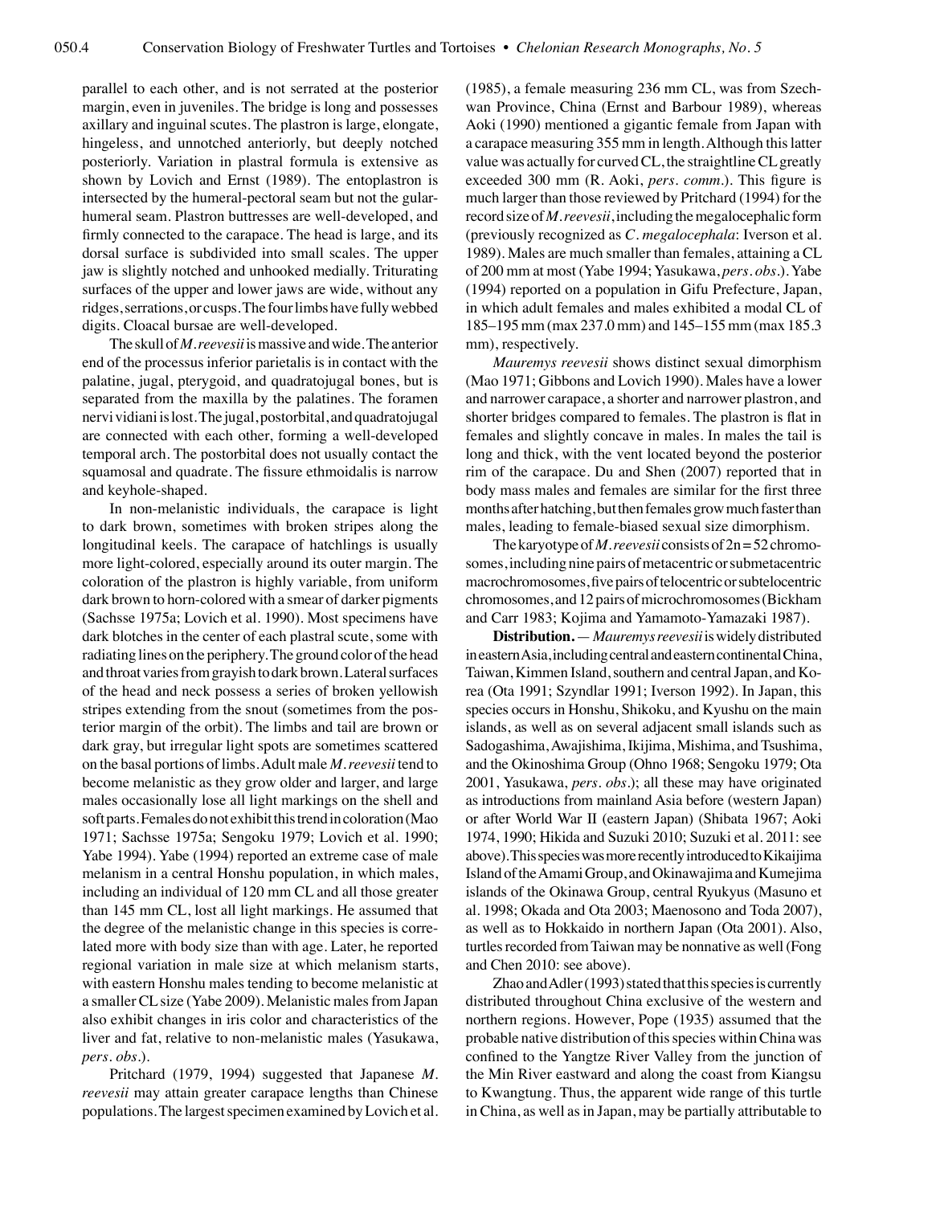parallel to each other, and is not serrated at the posterior margin, even in juveniles. The bridge is long and possesses axillary and inguinal scutes. The plastron is large, elongate, hingeless, and unnotched anteriorly, but deeply notched posteriorly. Variation in plastral formula is extensive as shown by Lovich and Ernst (1989). The entoplastron is intersected by the humeral-pectoral seam but not the gular-humeral seam. Plastron buttresses are well-developed, and firmly connected to the carapace. The head is large, and its dorsal surface is subdivided into small scales. The upper jaw is slightly notched and unhooked medially. Triturating surfaces of the upper and lower jaws are wide, without any ridges, serrations, or cusps. The four limbs have fully webbed digits. Cloacal bursae are well-developed.

The skull of *M. reevesii* is massive and wide. The anterior end of the processus inferior parietalis is in contact with the palatine, jugal, pterygoid, and quadratojugal bones, but is separated from the maxilla by the palatines. The foramen nervi vidiani is lost. The jugal, postorbital, and quadratojugal are connected with each other, forming a well-developed temporal arch. The postorbital does not usually contact the squamosal and quadrate. The fissure ethmoidalis is narrow and keyhole-shaped.

In non-melanistic individuals, the carapace is light to dark brown, sometimes with broken stripes along the longitudinal keels. The carapace of hatchlings is usually more light-colored, especially around its outer margin. The coloration of the plastron is highly variable, from uniform dark brown to horn-colored with a smear of darker pigments (Sachsse 1975a; Lovich et al. 1990). Most specimens have dark blotches in the center of each plastral scute, some with radiating lines on the periphery. The ground color of the head and throat varies from grayish to dark brown. Lateral surfaces of the head and neck possess a series of broken yellowish stripes extending from the snout (sometimes from the posterior margin of the orbit). The limbs and tail are brown or dark gray, but irregular light spots are sometimes scattered on the basal portions of limbs. Adult male *M. reevesii* tend to become melanistic as they grow older and larger, and large males occasionally lose all light markings on the shell and soft parts. Females do not exhibit this trend in coloration (Mao 1971; Sachsse 1975a; Sengoku 1979; Lovich et al. 1990; Yabe 1994). Yabe (1994) reported an extreme case of male melanism in a central Honshu population, in which males, including an individual of 120 mm CL and all those greater than 145 mm CL, lost all light markings. He assumed that the degree of the melanistic change in this species is correlated more with body size than with age. Later, he reported regional variation in male size at which melanism starts, with eastern Honshu males tending to become melanistic at a smaller CL size (Yabe 2009). Melanistic males from Japan also exhibit changes in iris color and characteristics of the liver and fat, relative to non-melanistic males (Yasukawa, *pers. obs.*).

Pritchard (1979, 1994) suggested that Japanese *M. reevesii* may attain greater carapace lengths than Chinese populations. The largest specimen examined by Lovich et al. (1985), a female measuring 236 mm CL, was from Szechwan Province, China (Ernst and Barbour 1989), whereas Aoki (1990) mentioned a gigantic female from Japan with a carapace measuring 355 mm in length. Although this latter value was actually for curved CL, the straightline CL greatly exceeded 300 mm (R. Aoki, *pers. comm.*). This figure is much larger than those reviewed by Pritchard (1994) for the record size of *M. reevesii*, including the megalocephalic form (previously recognized as *C. megalocephala*: Iverson et al. 1989). Males are much smaller than females, attaining a CL of 200 mm at most (Yabe 1994; Yasukawa, *pers. obs.*). Yabe (1994) reported on a population in Gifu Prefecture, Japan, in which adult females and males exhibited a modal CL of 185–195 mm (max 237.0 mm) and 145–155 mm (max 185.3 mm), respectively.

*Mauremys reevesii* shows distinct sexual dimorphism (Mao 1971; Gibbons and Lovich 1990). Males have a lower and narrower carapace, a shorter and narrower plastron, and shorter bridges compared to females. The plastron is flat in females and slightly concave in males. In males the tail is long and thick, with the vent located beyond the posterior rim of the carapace. Du and Shen (2007) reported that in body mass males and females are similar for the first three months after hatching, but then females grow much faster than males, leading to female-biased sexual size dimorphism.

The karyotype of *M. reevesii* consists of $2n = 52$ chromosomes, including nine pairs of metacentric or submetacentric macrochromosomes, five pairs of telocentric or subtelocentric chromosomes, and 12 pairs of microchromosomes (Bickham and Carr 1983; Kojima and Yamamoto-Yamazaki 1987).

**Distribution.** — *Mauremys reevesii* is widely distributed in eastern Asia, including central and eastern continental China, Taiwan, Kimmen Island, southern and central Japan, and Korea (Ota 1991; Szyndlar 1991; Iverson 1992). In Japan, this species occurs in Honshu, Shikoku, and Kyushu on the main islands, as well as on several adjacent small islands such as Sadogashima, Awajishima, Ikijima, Mishima, and Tsushima, and the Okinoshima Group (Ohno 1968; Sengoku 1979; Ota 2001, Yasukawa, *pers. obs.*); all these may have originated as introductions from mainland Asia before (western Japan) or after World War II (eastern Japan) (Shibata 1967; Aoki 1974, 1990; Hikida and Suzuki 2010; Suzuki et al. 2011: see above). This species was more recently introduced to Kikaijima Island of the Amami Group, and Okinawajima and Kumejima islands of the Okinawa Group, central Ryukyus (Masuno et al. 1998; Okada and Ota 2003; Maenosono and Toda 2007), as well as to Hokkaido in northern Japan (Ota 2001). Also, turtles recorded from Taiwan may be nonnative as well (Fong and Chen 2010: see above).

Zhao and Adler (1993) stated that this species is currently distributed throughout China exclusive of the western and northern regions. However, Pope (1935) assumed that the probable native distribution of this species within China was confined to the Yangtze River Valley from the junction of the Min River eastward and along the coast from Kiangsu to Kwangtung. Thus, the apparent wide range of this turtle in China, as well as in Japan, may be partially attributable to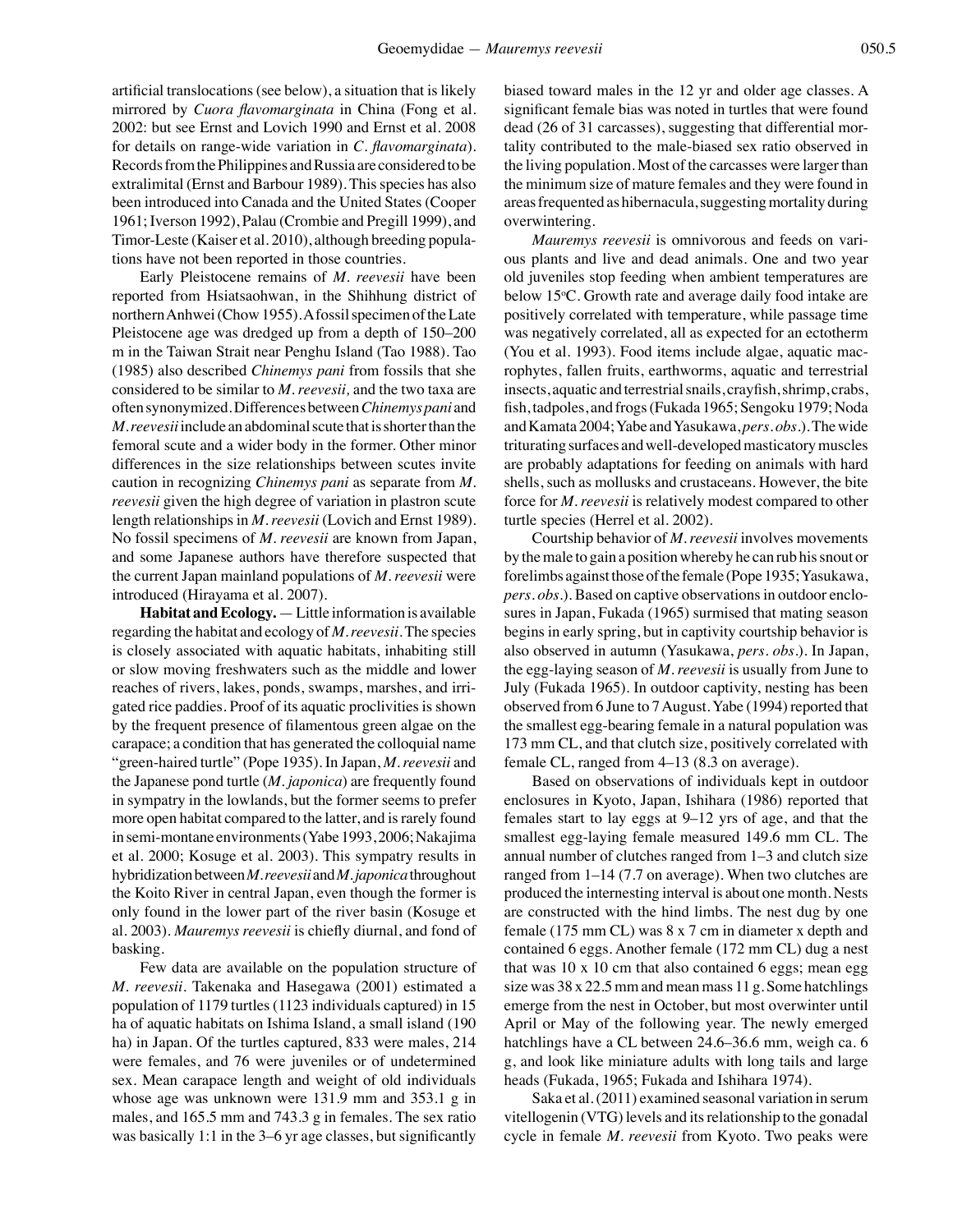artificial translocations (see below), a situation that is likely mirrored by *Cuora flavomarginata* in China (Fong et al. 2002: but see Ernst and Lovich 1990 and Ernst et al. 2008 for details on range-wide variation in *C. flavomarginata*). Records from the Philippines and Russia are considered to be extralimital (Ernst and Barbour 1989). This species has also been introduced into Canada and the United States (Cooper 1961; Iverson 1992), Palau (Crombie and Pregill 1999), and Timor-Leste (Kaiser et al. 2010), although breeding populations have not been reported in those countries.

Early Pleistocene remains of *M. reevesii* have been reported from Hsiatsaohwan, in the Shihhung district of northern Anhwei (Chow 1955). A fossil specimen of the Late Pleistocene age was dredged up from a depth of 150–200 m in the Taiwan Strait near Penghu Island (Tao 1988). Tao (1985) also described *Chinemys pani* from fossils that she considered to be similar to *M. reevesii,* and the two taxa are often synonymized. Differences between *Chinemys pani* and *M. reevesii* include an abdominal scute that is shorter than the femoral scute and a wider body in the former. Other minor differences in the size relationships between scutes invite caution in recognizing *Chinemys pani* as separate from *M. reevesii* given the high degree of variation in plastron scute length relationships in *M. reevesii* (Lovich and Ernst 1989). No fossil specimens of *M. reevesii* are known from Japan, and some Japanese authors have therefore suspected that the current Japan mainland populations of *M. reevesii* were introduced (Hirayama et al. 2007).

**Habitat and Ecology.** — Little information is available regarding the habitat and ecology of *M. reevesii*. The species is closely associated with aquatic habitats, inhabiting still or slow moving freshwaters such as the middle and lower reaches of rivers, lakes, ponds, swamps, marshes, and irrigated rice paddies. Proof of its aquatic proclivities is shown by the frequent presence of filamentous green algae on the carapace; a condition that has generated the colloquial name "green-haired turtle" (Pope 1935). In Japan, *M. reevesii* and the Japanese pond turtle (*M. japonica*) are frequently found in sympatry in the lowlands, but the former seems to prefer more open habitat compared to the latter, and is rarely found in semi-montane environments (Yabe 1993, 2006; Nakajima et al. 2000; Kosuge et al. 2003). This sympatry results in hybridization between *M. reevesii* and *M. japonica* throughout the Koito River in central Japan, even though the former is only found in the lower part of the river basin (Kosuge et al. 2003). *Mauremys reevesii* is chiefly diurnal, and fond of basking.

Few data are available on the population structure of *M. reevesii*. Takenaka and Hasegawa (2001) estimated a population of 1179 turtles (1123 individuals captured) in 15 ha of aquatic habitats on Ishima Island, a small island (190 ha) in Japan. Of the turtles captured, 833 were males, 214 were females, and 76 were juveniles or of undetermined sex. Mean carapace length and weight of old individuals whose age was unknown were 131.9 mm and 353.1 g in males, and 165.5 mm and 743.3 g in females. The sex ratio was basically 1:1 in the 3–6 yr age classes, but significantly biased toward males in the 12 yr and older age classes. A significant female bias was noted in turtles that were found dead (26 of 31 carcasses), suggesting that differential mortality contributed to the male-biased sex ratio observed in the living population. Most of the carcasses were larger than the minimum size of mature females and they were found in areas frequented as hibernacula, suggesting mortality during overwintering.

*Mauremys reevesii* is omnivorous and feeds on various plants and live and dead animals. One and two year old juveniles stop feeding when ambient temperatures are below 15°C. Growth rate and average daily food intake are positively correlated with temperature, while passage time was negatively correlated, all as expected for an ectotherm (You et al. 1993). Food items include algae, aquatic macrophytes, fallen fruits, earthworms, aquatic and terrestrial insects, aquatic and terrestrial snails, crayfish, shrimp, crabs, fish, tadpoles, and frogs (Fukada 1965; Sengoku 1979; Noda and Kamata 2004; Yabe and Yasukawa, *pers. obs.*). The wide triturating surfaces and well-developed masticatory muscles are probably adaptations for feeding on animals with hard shells, such as mollusks and crustaceans. However, the bite force for *M. reevesii* is relatively modest compared to other turtle species (Herrel et al. 2002).

Courtship behavior of *M. reevesii* involves movements by the male to gain a position whereby he can rub his snout or forelimbs against those of the female (Pope 1935; Yasukawa, *pers. obs.*). Based on captive observations in outdoor enclosures in Japan, Fukada (1965) surmised that mating season begins in early spring, but in captivity courtship behavior is also observed in autumn (Yasukawa, *pers. obs.*). In Japan, the egg-laying season of *M. reevesii* is usually from June to July (Fukada 1965). In outdoor captivity, nesting has been observed from 6 June to 7 August. Yabe (1994) reported that the smallest egg-bearing female in a natural population was 173 mm CL, and that clutch size, positively correlated with female CL, ranged from 4–13 (8.3 on average).

Based on observations of individuals kept in outdoor enclosures in Kyoto, Japan, Ishihara (1986) reported that females start to lay eggs at 9–12 yrs of age, and that the smallest egg-laying female measured 149.6 mm CL. The annual number of clutches ranged from 1–3 and clutch size ranged from 1–14 (7.7 on average). When two clutches are produced the internesting interval is about one month. Nests are constructed with the hind limbs. The nest dug by one female (175 mm CL) was 8 x 7 cm in diameter x depth and contained 6 eggs. Another female (172 mm CL) dug a nest that was 10 x 10 cm that also contained 6 eggs; mean egg size was 38 x 22.5 mm and mean mass 11 g. Some hatchlings emerge from the nest in October, but most overwinter until April or May of the following year. The newly emerged hatchlings have a CL between 24.6–36.6 mm, weigh ca. 6 g, and look like miniature adults with long tails and large heads (Fukada, 1965; Fukada and Ishihara 1974).

Saka et al. (2011) examined seasonal variation in serum vitellogenin (VTG) levels and its relationship to the gonadal cycle in female *M. reevesii* from Kyoto. Two peaks were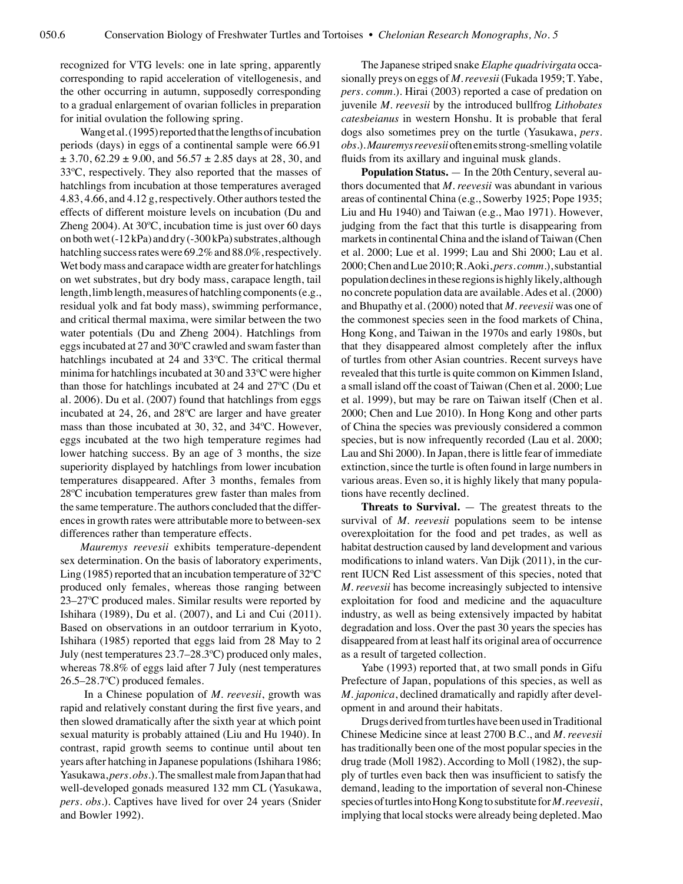recognized for VTG levels: one in late spring, apparently corresponding to rapid acceleration of vitellogenesis, and the other occurring in autumn, supposedly corresponding to a gradual enlargement of ovarian follicles in preparation for initial ovulation the following spring.

Wang et al. (1995) reported that the lengths of incubation periods (days) in eggs of a continental sample were 66.91 ± 3.70, 62.29 ± 9.00, and 56.57 ± 2.85 days at 28, 30, and 33ºC, respectively. They also reported that the masses of hatchlings from incubation at those temperatures averaged 4.83, 4.66, and 4.12 g, respectively. Other authors tested the effects of different moisture levels on incubation (Du and Zheng 2004). At 30ºC, incubation time is just over 60 days on both wet (-12 kPa) and dry (-300 kPa) substrates, although hatchling success rates were 69.2% and 88.0%, respectively. Wet body mass and carapace width are greater for hatchlings on wet substrates, but dry body mass, carapace length, tail length, limb length, measures of hatchling components (e.g., residual yolk and fat body mass), swimming performance, and critical thermal maxima, were similar between the two water potentials (Du and Zheng 2004). Hatchlings from eggs incubated at 27 and 30ºC crawled and swam faster than hatchlings incubated at 24 and 33ºC. The critical thermal minima for hatchlings incubated at 30 and 33ºC were higher than those for hatchlings incubated at 24 and 27ºC (Du et al. 2006). Du et al. (2007) found that hatchlings from eggs incubated at 24, 26, and 28ºC are larger and have greater mass than those incubated at 30, 32, and 34ºC. However, eggs incubated at the two high temperature regimes had lower hatching success. By an age of 3 months, the size superiority displayed by hatchlings from lower incubation temperatures disappeared. After 3 months, females from 28ºC incubation temperatures grew faster than males from the same temperature. The authors concluded that the differences in growth rates were attributable more to between-sex differences rather than temperature effects.

*Mauremys reevesii* exhibits temperature-dependent sex determination. On the basis of laboratory experiments, Ling (1985) reported that an incubation temperature of 32ºC produced only females, whereas those ranging between 23–27ºC produced males. Similar results were reported by Ishihara (1989), Du et al. (2007), and Li and Cui (2011). Based on observations in an outdoor terrarium in Kyoto, Ishihara (1985) reported that eggs laid from 28 May to 2 July (nest temperatures 23.7–28.3ºC) produced only males, whereas 78.8% of eggs laid after 7 July (nest temperatures 26.5–28.7ºC) produced females.

In a Chinese population of *M. reevesii*, growth was rapid and relatively constant during the first five years, and then slowed dramatically after the sixth year at which point sexual maturity is probably attained (Liu and Hu 1940). In contrast, rapid growth seems to continue until about ten years after hatching in Japanese populations (Ishihara 1986; Yasukawa, *pers. obs.*). The smallest male from Japan that had well-developed gonads measured 132 mm CL (Yasukawa, *pers. obs.*). Captives have lived for over 24 years (Snider and Bowler 1992).

The Japanese striped snake *Elaphe quadrivirgata* occasionally preys on eggs of *M. reevesii* (Fukada 1959; T. Yabe, *pers. comm.*). Hirai (2003) reported a case of predation on juvenile *M. reevesii* by the introduced bullfrog *Lithobates catesbeianus* in western Honshu. It is probable that feral dogs also sometimes prey on the turtle (Yasukawa, *pers. obs.*). *Mauremys reevesii* often emits strong-smelling volatile fluids from its axillary and inguinal musk glands.

**Population Status.** — In the 20th Century, several authors documented that *M. reevesii* was abundant in various areas of continental China (e.g., Sowerby 1925; Pope 1935; Liu and Hu 1940) and Taiwan (e.g., Mao 1971). However, judging from the fact that this turtle is disappearing from markets in continental China and the island of Taiwan (Chen et al. 2000; Lue et al. 1999; Lau and Shi 2000; Lau et al. 2000; Chen and Lue 2010; R. Aoki, *pers. comm.*), substantial population declines in these regions is highly likely, although no concrete population data are available. Ades et al. (2000) and Bhupathy et al. (2000) noted that *M. reevesii* was one of the commonest species seen in the food markets of China, Hong Kong, and Taiwan in the 1970s and early 1980s, but that they disappeared almost completely after the influx of turtles from other Asian countries. Recent surveys have revealed that this turtle is quite common on Kimmen Island, a small island off the coast of Taiwan (Chen et al. 2000; Lue et al. 1999), but may be rare on Taiwan itself (Chen et al. 2000; Chen and Lue 2010). In Hong Kong and other parts of China the species was previously considered a common species, but is now infrequently recorded (Lau et al. 2000; Lau and Shi 2000). In Japan, there is little fear of immediate extinction, since the turtle is often found in large numbers in various areas. Even so, it is highly likely that many populations have recently declined.

**Threats to Survival.** — The greatest threats to the survival of *M. reevesii* populations seem to be intense overexploitation for the food and pet trades, as well as habitat destruction caused by land development and various modifications to inland waters. Van Dijk (2011), in the current IUCN Red List assessment of this species, noted that *M. reevesii* has become increasingly subjected to intensive exploitation for food and medicine and the aquaculture industry, as well as being extensively impacted by habitat degradation and loss. Over the past 30 years the species has disappeared from at least half its original area of occurrence as a result of targeted collection.

Yabe (1993) reported that, at two small ponds in Gifu Prefecture of Japan, populations of this species, as well as *M. japonica*, declined dramatically and rapidly after development in and around their habitats.

Drugs derived from turtles have been used in Traditional Chinese Medicine since at least 2700 B.C., and *M. reevesii* has traditionally been one of the most popular species in the drug trade (Moll 1982). According to Moll (1982), the supply of turtles even back then was insufficient to satisfy the demand, leading to the importation of several non-Chinese species of turtles into Hong Kong to substitute for *M. reevesii*, implying that local stocks were already being depleted. Mao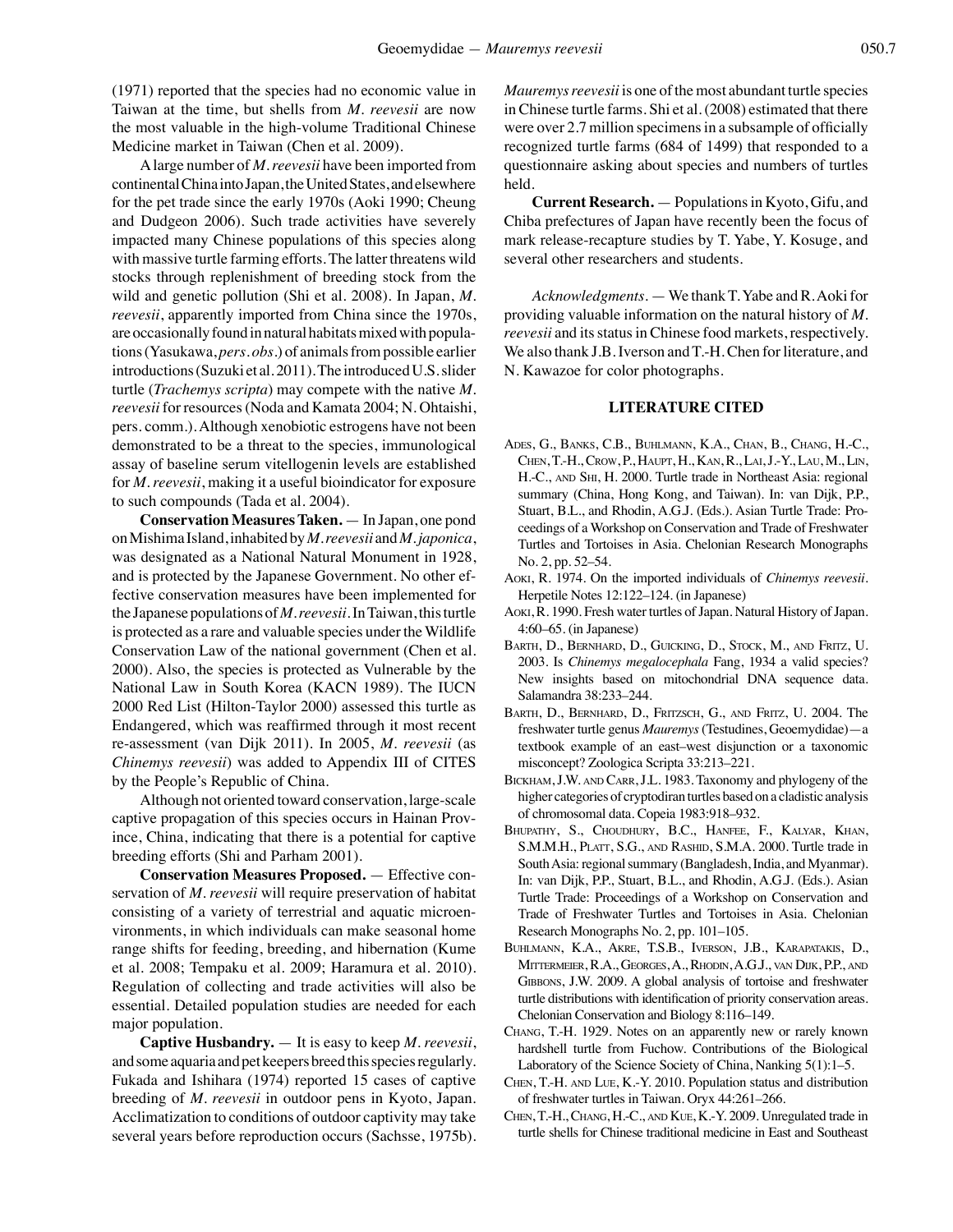(1971) reported that the species had no economic value in Taiwan at the time, but shells from *M. reevesii* are now the most valuable in the high-volume Traditional Chinese Medicine market in Taiwan (Chen et al. 2009).

A large number of *M. reevesii* have been imported from continental China into Japan, the United States, and elsewhere for the pet trade since the early 1970s (Aoki 1990; Cheung and Dudgeon 2006). Such trade activities have severely impacted many Chinese populations of this species along with massive turtle farming efforts. The latter threatens wild stocks through replenishment of breeding stock from the wild and genetic pollution (Shi et al. 2008). In Japan, *M. reevesii*, apparently imported from China since the 1970s, are occasionally found in natural habitats mixed with populations (Yasukawa, *pers. obs.*) of animals from possible earlier introductions (Suzuki et al. 2011). The introduced U.S. slider turtle (*Trachemys scripta*) may compete with the native *M. reevesii* for resources (Noda and Kamata 2004; N. Ohtaishi, pers. comm.). Although xenobiotic estrogens have not been demonstrated to be a threat to the species, immunological assay of baseline serum vitellogenin levels are established for *M. reevesii*, making it a useful bioindicator for exposure to such compounds (Tada et al. 2004).

**Conservation Measures Taken.** — In Japan, one pond on Mishima Island, inhabited by *M. reevesii* and *M. japonica*, was designated as a National Natural Monument in 1928, and is protected by the Japanese Government. No other effective conservation measures have been implemented for the Japanese populations of *M. reevesii*. In Taiwan, this turtle is protected as a rare and valuable species under the Wildlife Conservation Law of the national government (Chen et al. 2000). Also, the species is protected as Vulnerable by the National Law in South Korea (KACN 1989). The IUCN 2000 Red List (Hilton-Taylor 2000) assessed this turtle as Endangered, which was reaffirmed through it most recent re-assessment (van Dijk 2011). In 2005, *M. reevesii* (as *Chinemys reevesii*) was added to Appendix III of CITES by the People's Republic of China.

Although not oriented toward conservation, large-scale captive propagation of this species occurs in Hainan Province, China, indicating that there is a potential for captive breeding efforts (Shi and Parham 2001).

**Conservation Measures Proposed.** — Effective conservation of *M. reevesii* will require preservation of habitat consisting of a variety of terrestrial and aquatic microenvironments, in which individuals can make seasonal home range shifts for feeding, breeding, and hibernation (Kume et al. 2008; Tempaku et al. 2009; Haramura et al. 2010). Regulation of collecting and trade activities will also be essential. Detailed population studies are needed for each major population.

**Captive Husbandry.** — It is easy to keep *M. reevesii*, and some aquaria and pet keepers breed this species regularly. Fukada and Ishihara (1974) reported 15 cases of captive breeding of *M. reevesii* in outdoor pens in Kyoto, Japan. Acclimatization to conditions of outdoor captivity may take several years before reproduction occurs (Sachsse, 1975b). *Mauremys reevesii* is one of the most abundant turtle species in Chinese turtle farms. Shi et al. (2008) estimated that there were over 2.7 million specimens in a subsample of officially recognized turtle farms (684 of 1499) that responded to a questionnaire asking about species and numbers of turtles held.

**Current Research.** — Populations in Kyoto, Gifu, and Chiba prefectures of Japan have recently been the focus of mark release-recapture studies by T. Yabe, Y. Kosuge, and several other researchers and students.

*Acknowledgments.* — We thank T. Yabe and R. Aoki for providing valuable information on the natural history of *M. reevesii* and its status in Chinese food markets, respectively. We also thank J.B. Iverson and T.-H. Chen for literature, and N. Kawazoe for color photographs.

## LITERATURE CITED

Ades, G., Banks, C.B., Buhlmann, K.A., Chan, B., Chang, H.-C., Chen, T.-H., Crow, P., Haupt, H., Kan, R., Lai, J.-Y., Lau, M., Lin, H.-C., and Shi, H. 2000. Turtle trade in Northeast Asia: regional summary (China, Hong Kong, and Taiwan). In: van Dijk, P.P., Stuart, B.L., and Rhodin, A.G.J. (Eds.). Asian Turtle Trade: Proceedings of a Workshop on Conservation and Trade of Freshwater Turtles and Tortoises in Asia. Chelonian Research Monographs No. 2, pp. 52–54.

Aoki, R. 1974. On the imported individuals of *Chinemys reevesii*. Herpetile Notes 12:122–124. (in Japanese)

Aoki, R. 1990. Fresh water turtles of Japan. Natural History of Japan. 4:60–65. (in Japanese)

Barth, D., Bernhard, D., Guicking, D., Stock, M., and Fritz, U. 2003. Is *Chinemys megalocephala* Fang, 1934 a valid species? New insights based on mitochondrial DNA sequence data. Salamandra 38:233–244.

Barth, D., Bernhard, D., Fritzsch, G., and Fritz, U. 2004. The freshwater turtle genus *Mauremys* (Testudines, Geoemydidae)—a textbook example of an east–west disjunction or a taxonomic misconcept? Zoologica Scripta 33:213–221.

Bickham, J.W. and Carr, J.L. 1983. Taxonomy and phylogeny of the higher categories of cryptodiran turtles based on a cladistic analysis of chromosomal data. Copeia 1983:918–932.

Bhupathy, S., Choudhury, B.C., Hanfee, F., Kalyar, Khan, S.M.M.H., Platt, S.G., and Rashid, S.M.A. 2000. Turtle trade in South Asia: regional summary (Bangladesh, India, and Myanmar). In: van Dijk, P.P., Stuart, B.L., and Rhodin, A.G.J. (Eds.). Asian Turtle Trade: Proceedings of a Workshop on Conservation and Trade of Freshwater Turtles and Tortoises in Asia. Chelonian Research Monographs No. 2, pp. 101–105.

Buhlmann, K.A., Akre, T.S.B., Iverson, J.B., Karapatakis, D., Mittermeier, R.A., Georges, A., Rhodin, A.G.J., van Dijk, P.P., and Gibbons, J.W. 2009. A global analysis of tortoise and freshwater turtle distributions with identification of priority conservation areas. Chelonian Conservation and Biology 8:116–149.

Chang, T.-H. 1929. Notes on an apparently new or rarely known hardshell turtle from Fuchow. Contributions of the Biological Laboratory of the Science Society of China, Nanking 5(1):1–5.

Chen, T.-H. and Lue, K.-Y. 2010. Population status and distribution of freshwater turtles in Taiwan. Oryx 44:261–266.

Chen, T.-H., Chang, H.-C., and Kue, K.-Y. 2009. Unregulated trade in turtle shells for Chinese traditional medicine in East and Southeast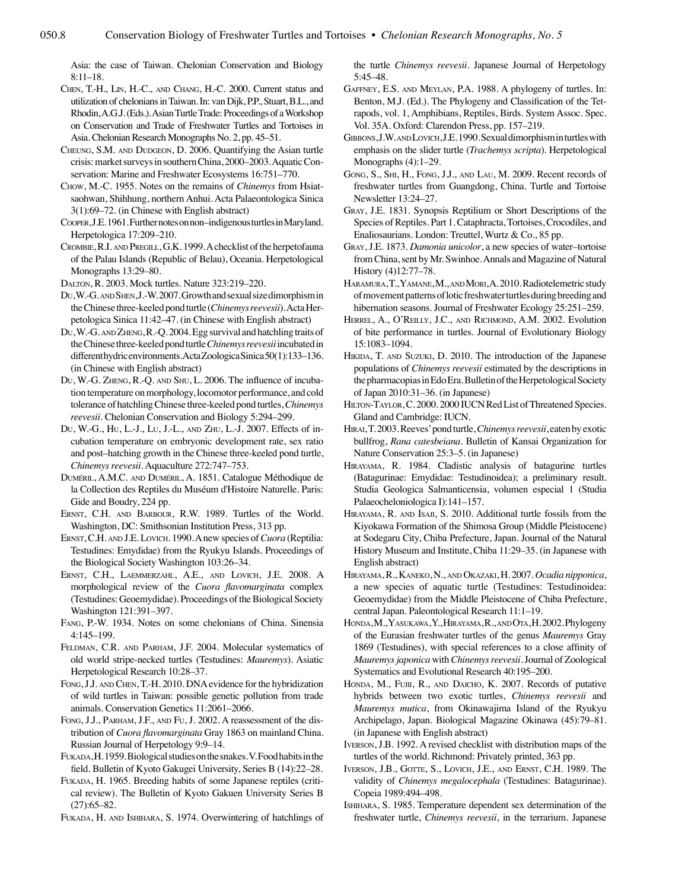Asia: the case of Taiwan. Chelonian Conservation and Biology 8:11–18.

Chen, T.-H., Lin, H.-C., and Chang, H.-C. 2000. Current status and utilization of chelonians in Taiwan. In: van Dijk, P.P., Stuart, B.L., and Rhodin, A.G.J. (Eds.). Asian Turtle Trade: Proceedings of a Workshop on Conservation and Trade of Freshwater Turtles and Tortoises in Asia. Chelonian Research Monographs No. 2, pp. 45–51.

Cheung, S.M. and Dudgeon, D. 2006. Quantifying the Asian turtle crisis: market surveys in southern China, 2000–2003. Aquatic Conservation: Marine and Freshwater Ecosystems 16:751–770.

Chow, M.-C. 1955. Notes on the remains of *Chinemys* from Hsiatsaohwan, Shihhung, northern Anhui. Acta Palaeontologica Sinica 3(1):69–72. (in Chinese with English abstract)

Cooper, J.E. 1961. Further notes on non–indigenous turtles in Maryland. Herpetologica 17:209–210.

Crombie, R.I. and Pregill, G.K. 1999. A checklist of the herpetofauna of the Palau Islands (Republic of Belau), Oceania. Herpetological Monographs 13:29–80.

Dalton, R. 2003. Mock turtles. Nature 323:219–220.

Du, W.-G. and Shen, J.-W. 2007. Growth and sexual size dimorphism in the Chinese three-keeled pond turtle (*Chinemys reevesii*). Acta Herpetologica Sinica 11:42–47. (in Chinese with English abstract)

Du, W.-G. and Zheng, R.-Q. 2004. Egg survival and hatchling traits of the Chinese three-keeled pond turtle *Chinemys reevesii* incubated in different hydric environments. Acta Zoologica Sinica 50(1):133–136. (in Chinese with English abstract)

Du, W.-G. Zheng, R.-Q. and Shu, L. 2006. The influence of incubation temperature on morphology, locomotor performance, and cold tolerance of hatchling Chinese three-keeled pond turtles, *Chinemys reevesii*. Chelonian Conservation and Biology 5:294–299.

Du, W.-G., Hu, L.-J., Lu, J.-L., and Zhu, L.-J. 2007. Effects of incubation temperature on embryonic development rate, sex ratio and post–hatching growth in the Chinese three-keeled pond turtle, *Chinemys reevesii*. Aquaculture 272:747–753.

Duméril, A.M.C. and Duméril, A. 1851. Catalogue Méthodique de la Collection des Reptiles du Muséum d'Histoire Naturelle. Paris: Gide and Boudry, 224 pp.

Ernst, C.H. and Barbour, R.W. 1989. Turtles of the World. Washington, DC: Smithsonian Institution Press, 313 pp.

Ernst, C.H. and J.E. Lovich. 1990. A new species of *Cuora* (Reptilia: Testudines: Emydidae) from the Ryukyu Islands. Proceedings of the Biological Society Washington 103:26–34.

Ernst, C.H., Laemmerzahl, A.E., and Lovich, J.E. 2008. A morphological review of the *Cuora flavomarginata* complex (Testudines: Geoemydidae). Proceedings of the Biological Society Washington 121:391–397.

Fang, P.-W. 1934. Notes on some chelonians of China. Sinensia 4:145–199.

Feldman, C.R. and Parham, J.F. 2004. Molecular systematics of old world stripe-necked turtles (Testudines: *Mauremys*). Asiatic Herpetological Research 10:28–37.

Fong, J.J. and Chen, T.-H. 2010. DNA evidence for the hybridization of wild turtles in Taiwan: possible genetic pollution from trade animals. Conservation Genetics 11:2061–2066.

Fong, J.J., Parham, J.F., and Fu, J. 2002. A reassessment of the distribution of *Cuora flavomarginata* Gray 1863 on mainland China. Russian Journal of Herpetology 9:9–14.

Fukada, H. 1959. Biological studies on the snakes. V. Food habits in the field. Bulletin of Kyoto Gakugei University, Series B (14):22–28.

Fukada, H. 1965. Breeding habits of some Japanese reptiles (critical review). The Bulletin of Kyoto Gakuen University Series B (27):65–82.

Fukada, H. and Ishihara, S. 1974. Overwintering of hatchlings of the turtle *Chinemys reevesii*. Japanese Journal of Herpetology 5:45–48.

Gaffney, E.S. and Meylan, P.A. 1988. A phylogeny of turtles. In: Benton, M.J. (Ed.). The Phylogeny and Classification of the Tetrapods, vol. 1, Amphibians, Reptiles, Birds. System Assoc. Spec. Vol. 35A. Oxford: Clarendon Press, pp. 157–219.

Gibbons, J.W. and Lovich, J.E. 1990. Sexual dimorphism in turtles with emphasis on the slider turtle (*Trachemys scripta*). Herpetological Monographs (4):1–29.

Gong, S., Shi, H., Fong, J.J., and Lau, M. 2009. Recent records of freshwater turtles from Guangdong, China. Turtle and Tortoise Newsletter 13:24–27.

Gray, J.E. 1831. Synopsis Reptilium or Short Descriptions of the Species of Reptiles. Part 1. Cataphracta, Tortoises, Crocodiles, and Enaliosaurians. London: Treuttel, Wurtz & Co., 85 pp.

Gray, J.E. 1873. *Damonia unicolor*, a new species of water–tortoise from China, sent by Mr. Swinhoe. Annals and Magazine of Natural History (4)12:77–78.

Haramura, T., Yamane, M., and Mori, A. 2010. Radiotelemetric study of movement patterns of lotic freshwater turtles during breeding and hibernation seasons. Journal of Freshwater Ecology 25:251–259.

Herrel, A., O'Reilly, J.C., and Richmond, A.M. 2002. Evolution of bite performance in turtles. Journal of Evolutionary Biology 15:1083–1094.

Hikida, T. and Suzuki, D. 2010. The introduction of the Japanese populations of *Chinemys reevesii* estimated by the descriptions in the pharmacopias in Edo Era. Bulletin of the Herpetological Society of Japan 2010:31–36. (in Japanese)

Hilton-Taylor, C. 2000. 2000 IUCN Red List of Threatened Species. Gland and Cambridge: IUCN.

Hirai, T. 2003. Reeves' pond turtle, *Chinemys reevesii*, eaten by exotic bullfrog, *Rana catesbeiana*. Bulletin of Kansai Organization for Nature Conservation 25:3–5. (in Japanese)

Hirayama, R. 1984. Cladistic analysis of batagurine turtles (Batagurinae: Emydidae: Testudinoidea); a preliminary result. Studia Geologica Salmanticensia, volumen especial 1 (Studia Palaeocheloniologica I):141–157.

Hirayama, R. and Isaji, S. 2010. Additional turtle fossils from the Kiyokawa Formation of the Shimosa Group (Middle Pleistocene) at Sodegaru City, Chiba Prefecture, Japan. Journal of the Natural History Museum and Institute, Chiba 11:29–35. (in Japanese with English abstract)

Hirayama, R., Kaneko, N., and Okazaki, H. 2007. *Ocadia nipponica*, a new species of aquatic turtle (Testudines: Testudinoidea: Geoemydidae) from the Middle Pleistocene of Chiba Prefecture, central Japan. Paleontological Research 11:1–19.

Honda, M., Yasukawa, Y., Hirayama, R., and Ota, H. 2002. Phylogeny of the Eurasian freshwater turtles of the genus *Mauremys* Gray 1869 (Testudines), with special references to a close affinity of *Mauremys japonica* with *Chinemys reevesii*. Journal of Zoological Systematics and Evolutionary Research 40:195–200.

Honda, M., Fujii, R., and Daicho, K. 2007. Records of putative hybrids between two exotic turtles, *Chinemys reevesii* and *Mauremys mutica*, from Okinawajima Island of the Ryukyu Archipelago, Japan. Biological Magazine Okinawa (45):79–81. (in Japanese with English abstract)

Iverson, J.B. 1992. A revised checklist with distribution maps of the turtles of the world. Richmond: Privately printed, 363 pp.

Iverson, J.B., Gotte, S., Lovich, J.E., and Ernst, C.H. 1989. The validity of *Chinemys megalocephala* (Testudines: Batagurinae). Copeia 1989:494–498.

Ishihara, S. 1985. Temperature dependent sex determination of the freshwater turtle, *Chinemys reevesii*, in the terrarium. Japanese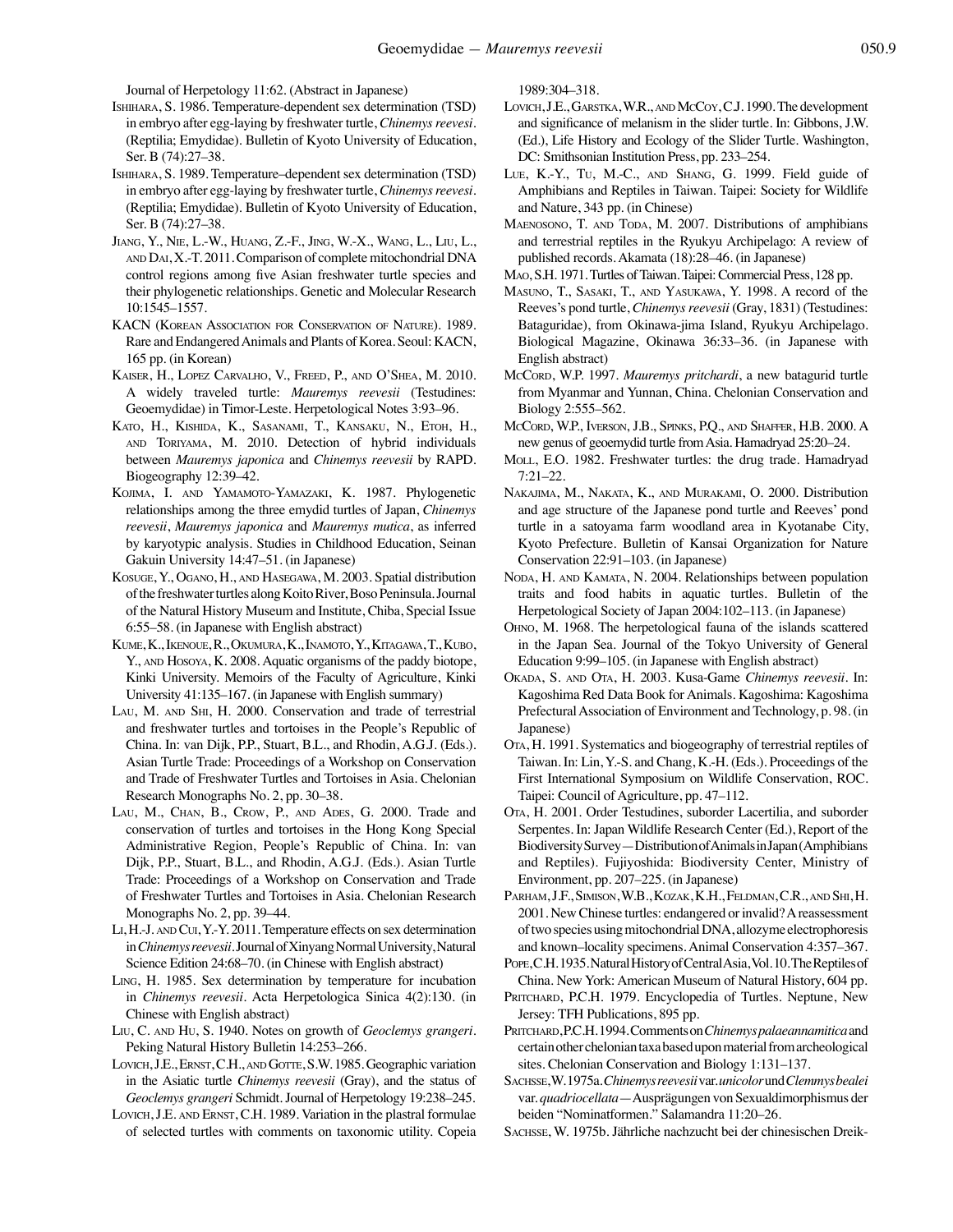Journal of Herpetology 11:62. (Abstract in Japanese)

Ishihara, S. 1986. Temperature-dependent sex determination (TSD) in embryo after egg-laying by freshwater turtle, *Chinemys reevesi*. (Reptilia; Emydidae). Bulletin of Kyoto University of Education, Ser. B (74):27–38.

Ishihara, S. 1989. Temperature–dependent sex determination (TSD) in embryo after egg-laying by freshwater turtle, *Chinemys reevesi*. (Reptilia; Emydidae). Bulletin of Kyoto University of Education, Ser. B (74):27–38.

Jiang, Y., Nie, L.-W., Huang, Z.-F., Jing, W.-X., Wang, L., Liu, L., and Dai, X.-T. 2011. Comparison of complete mitochondrial DNA control regions among five Asian freshwater turtle species and their phylogenetic relationships. Genetic and Molecular Research 10:1545–1557.

KACN (Korean Association for Conservation of Nature). 1989. Rare and Endangered Animals and Plants of Korea. Seoul: KACN, 165 pp. (in Korean)

Kaiser, H., Lopez Carvalho, V., Freed, P., and O'Shea, M. 2010. A widely traveled turtle: *Mauremys reevesii* (Testudines: Geoemydidae) in Timor-Leste. Herpetological Notes 3:93–96.

Kato, H., Kishida, K., Sasanami, T., Kansaku, N., Etoh, H., and Toriyama, M. 2010. Detection of hybrid individuals between *Mauremys japonica* and *Chinemys reevesii* by RAPD. Biogeography 12:39–42.

Kojima, I. and Yamamoto-Yamazaki, K. 1987. Phylogenetic relationships among the three emydid turtles of Japan, *Chinemys reevesii*, *Mauremys japonica* and *Mauremys mutica*, as inferred by karyotypic analysis. Studies in Childhood Education, Seinan Gakuin University 14:47–51. (in Japanese)

Kosuge, Y., Ogano, H., and Hasegawa, M. 2003. Spatial distribution of the freshwater turtles along Koito River, Boso Peninsula. Journal of the Natural History Museum and Institute, Chiba, Special Issue 6:55–58. (in Japanese with English abstract)

Kume, K., Ikenoue, R., Okumura, K., Inamoto, Y., Kitagawa, T., Kubo, Y., and Hosoya, K. 2008. Aquatic organisms of the paddy biotope, Kinki University. Memoirs of the Faculty of Agriculture, Kinki University 41:135–167. (in Japanese with English summary)

Lau, M. and Shi, H. 2000. Conservation and trade of terrestrial and freshwater turtles and tortoises in the People's Republic of China. In: van Dijk, P.P., Stuart, B.L., and Rhodin, A.G.J. (Eds.). Asian Turtle Trade: Proceedings of a Workshop on Conservation and Trade of Freshwater Turtles and Tortoises in Asia. Chelonian Research Monographs No. 2, pp. 30–38.

Lau, M., Chan, B., Crow, P., and Ades, G. 2000. Trade and conservation of turtles and tortoises in the Hong Kong Special Administrative Region, People's Republic of China. In: van Dijk, P.P., Stuart, B.L., and Rhodin, A.G.J. (Eds.). Asian Turtle Trade: Proceedings of a Workshop on Conservation and Trade of Freshwater Turtles and Tortoises in Asia. Chelonian Research Monographs No. 2, pp. 39–44.

Li, H.-J. and Cui, Y.-Y. 2011. Temperature effects on sex determination in *Chinemys reevesii*. Journal of Xinyang Normal University, Natural Science Edition 24:68–70. (in Chinese with English abstract)

Ling, H. 1985. Sex determination by temperature for incubation in *Chinemys reevesii*. Acta Herpetologica Sinica 4(2):130. (in Chinese with English abstract)

Liu, C. and Hu, S. 1940. Notes on growth of *Geoclemys grangeri*. Peking Natural History Bulletin 14:253–266.

Lovich, J.E., Ernst, C.H., and Gotte, S.W. 1985. Geographic variation in the Asiatic turtle *Chinemys reevesii* (Gray), and the status of *Geoclemys grangeri* Schmidt. Journal of Herpetology 19:238–245.

Lovich, J.E. and Ernst, C.H. 1989. Variation in the plastral formulae of selected turtles with comments on taxonomic utility. Copeia 1989:304–318.

Lovich, J.E., Garstka, W.R., and McCoy, C.J. 1990. The development and significance of melanism in the slider turtle. In: Gibbons, J.W. (Ed.), Life History and Ecology of the Slider Turtle. Washington, DC: Smithsonian Institution Press, pp. 233–254.

Lue, K.-Y., Tu, M.-C., and Shang, G. 1999. Field guide of Amphibians and Reptiles in Taiwan. Taipei: Society for Wildlife and Nature, 343 pp. (in Chinese)

Maenosono, T. and Toda, M. 2007. Distributions of amphibians and terrestrial reptiles in the Ryukyu Archipelago: A review of published records. Akamata (18):28–46. (in Japanese)

Mao, S.H. 1971. Turtles of Taiwan. Taipei: Commercial Press, 128 pp.

Masuno, T., Sasaki, T., and Yasukawa, Y. 1998. A record of the Reeves's pond turtle, *Chinemys reevesii* (Gray, 1831) (Testudines: Bataguridae), from Okinawa-jima Island, Ryukyu Archipelago. Biological Magazine, Okinawa 36:33–36. (in Japanese with English abstract)

McCord, W.P. 1997. *Mauremys pritchardi*, a new batagurid turtle from Myanmar and Yunnan, China. Chelonian Conservation and Biology 2:555–562.

McCord, W.P., Iverson, J.B., Spinks, P.Q., and Shaffer, H.B. 2000. A new genus of geoemydid turtle from Asia. Hamadryad 25:20–24.

Moll, E.O. 1982. Freshwater turtles: the drug trade. Hamadryad 7:21–22.

Nakajima, M., Nakata, K., and Murakami, O. 2000. Distribution and age structure of the Japanese pond turtle and Reeves' pond turtle in a satoyama farm woodland area in Kyotanabe City, Kyoto Prefecture. Bulletin of Kansai Organization for Nature Conservation 22:91–103. (in Japanese)

Noda, H. and Kamata, N. 2004. Relationships between population traits and food habits in aquatic turtles. Bulletin of the Herpetological Society of Japan 2004:102–113. (in Japanese)

Ohno, M. 1968. The herpetological fauna of the islands scattered in the Japan Sea. Journal of the Tokyo University of General Education 9:99–105. (in Japanese with English abstract)

Okada, S. and Ota, H. 2003. Kusa-Game *Chinemys reevesii*. In: Kagoshima Red Data Book for Animals. Kagoshima: Kagoshima Prefectural Association of Environment and Technology, p. 98. (in Japanese)

Ota, H. 1991. Systematics and biogeography of terrestrial reptiles of Taiwan. In: Lin, Y.-S. and Chang, K.-H. (Eds.). Proceedings of the First International Symposium on Wildlife Conservation, ROC. Taipei: Council of Agriculture, pp. 47–112.

Ota, H. 2001. Order Testudines, suborder Lacertilia, and suborder Serpentes. In: Japan Wildlife Research Center (Ed.), Report of the Biodiversity Survey—Distribution of Animals in Japan (Amphibians and Reptiles). Fujiyoshida: Biodiversity Center, Ministry of Environment, pp. 207–225. (in Japanese)

Parham, J.F., Simison, W.B., Kozak, K.H., Feldman, C.R., and Shi, H. 2001. New Chinese turtles: endangered or invalid? A reassessment of two species using mitochondrial DNA, allozyme electrophoresis and known–locality specimens. Animal Conservation 4:357–367.

Pope, C.H. 1935. Natural History of Central Asia, Vol. 10. The Reptiles of China. New York: American Museum of Natural History, 604 pp.

Pritchard, P.C.H. 1979. Encyclopedia of Turtles. Neptune, New Jersey: TFH Publications, 895 pp.

Pritchard, P.C.H. 1994. Comments on *Chinemys palaeannamitica* and certain other chelonian taxa based upon material from archeological sites. Chelonian Conservation and Biology 1:131–137.

Sachsse, W. 1975a. *Chinemys reevesii* var. *unicolor* und *Clemmys bealei* var. *quadriocellata*—Ausprägungen von Sexualdimorphismus der beiden "Nominatformen." Salamandra 11:20–26.

Sachsse, W. 1975b. Jährliche nachzucht bei der chinesischen Dreik-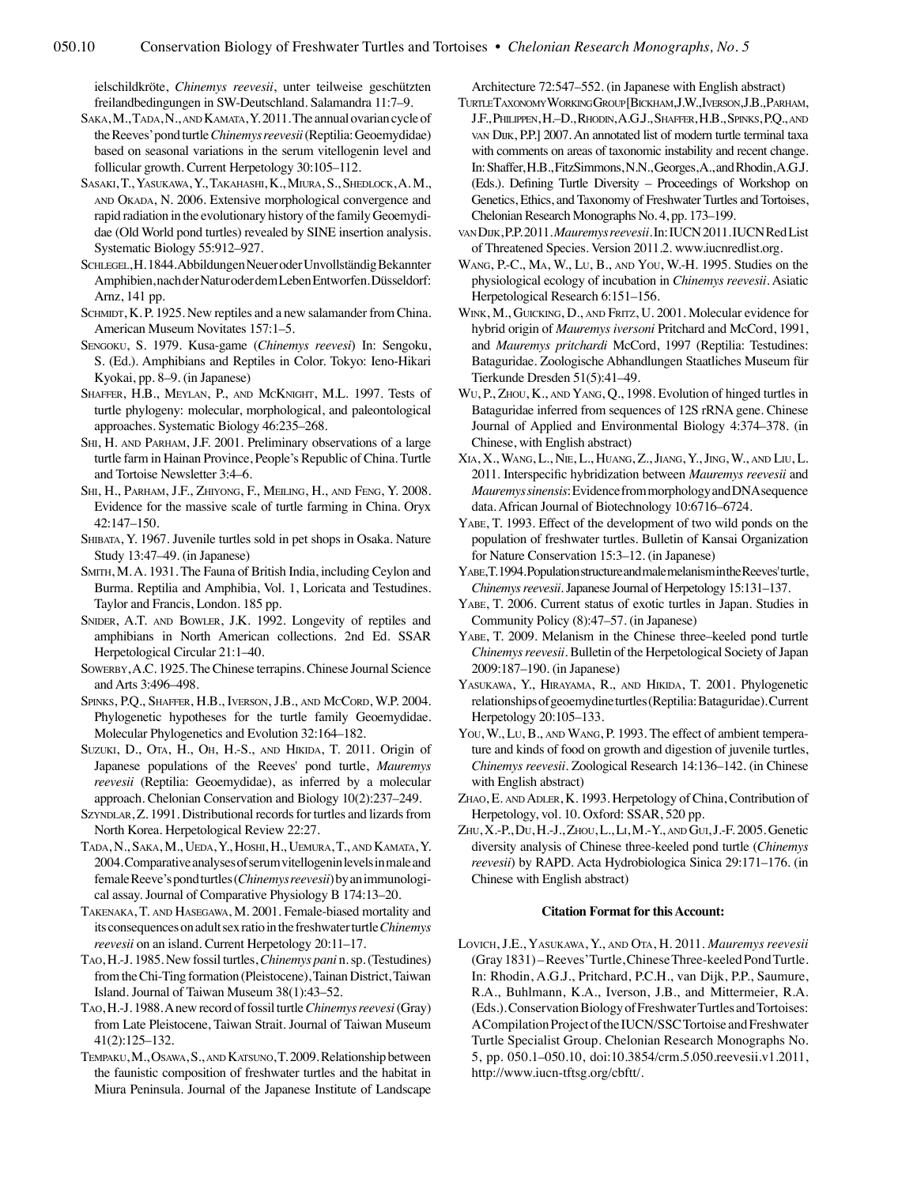ielschildkröte, *Chinemys reevesii*, unter teilweise geschützten freilandbedingungen in SW-Deutschland. Salamandra 11:7–9.

Saka, M., Tada, N., and Kamata, Y. 2011. The annual ovarian cycle of the Reeves' pond turtle *Chinemys reevesii* (Reptilia: Geoemydidae) based on seasonal variations in the serum vitellogenin level and follicular growth. Current Herpetology 30:105–112.

Sasaki, T., Yasukawa, Y., Takahashi, K., Miura, S., Shedlock, A. M., and Okada, N. 2006. Extensive morphological convergence and rapid radiation in the evolutionary history of the family Geoemydidae (Old World pond turtles) revealed by SINE insertion analysis. Systematic Biology 55:912–927.

Schlegel, H. 1844. Abbildungen Neuer oder Unvollständig Bekannter Amphibien, nach der Natur oder dem Leben Entworfen. Düsseldorf: Arnz, 141 pp.

Schmidt, K. P. 1925. New reptiles and a new salamander from China. American Museum Novitates 157:1–5.

Sengoku, S. 1979. Kusa-game (*Chinemys reevesi*) In: Sengoku, S. (Ed.). Amphibians and Reptiles in Color. Tokyo: Ieno-Hikari Kyokai, pp. 8–9. (in Japanese)

Shaffer, H.B., Meylan, P., and McKnight, M.L. 1997. Tests of turtle phylogeny: molecular, morphological, and paleontological approaches. Systematic Biology 46:235–268.

Shi, H. and Parham, J.F. 2001. Preliminary observations of a large turtle farm in Hainan Province, People's Republic of China. Turtle and Tortoise Newsletter 3:4–6.

Shi, H., Parham, J.F., Zhiyong, F., Meiling, H., and Feng, Y. 2008. Evidence for the massive scale of turtle farming in China. Oryx 42:147–150.

Shibata, Y. 1967. Juvenile turtles sold in pet shops in Osaka. Nature Study 13:47–49. (in Japanese)

Smith, M. A. 1931. The Fauna of British India, including Ceylon and Burma. Reptilia and Amphibia, Vol. 1, Loricata and Testudines. Taylor and Francis, London. 185 pp.

Snider, A.T. and Bowler, J.K. 1992. Longevity of reptiles and amphibians in North American collections. 2nd Ed. SSAR Herpetological Circular 21:1–40.

Sowerby, A.C. 1925. The Chinese terrapins. Chinese Journal Science and Arts 3:496–498.

Spinks, P.Q., Shaffer, H.B., Iverson, J.B., and McCord, W.P. 2004. Phylogenetic hypotheses for the turtle family Geoemydidae. Molecular Phylogenetics and Evolution 32:164–182.

Suzuki, D., Ota, H., Oh, H.-S., and Hikida, T. 2011. Origin of Japanese populations of the Reeves' pond turtle, *Mauremys reevesii* (Reptilia: Geoemydidae), as inferred by a molecular approach. Chelonian Conservation and Biology 10(2):237–249.

Szyndlar, Z. 1991. Distributional records for turtles and lizards from North Korea. Herpetological Review 22:27.

Tada, N., Saka, M., Ueda, Y., Hoshi, H., Uemura, T., and Kamata, Y. 2004. Comparative analyses of serum vitellogenin levels in male and female Reeve's pond turtles (*Chinemys reevesii*) by an immunological assay. Journal of Comparative Physiology B 174:13–20.

Takenaka, T. and Hasegawa, M. 2001. Female-biased mortality and its consequences on adult sex ratio in the freshwater turtle *Chinemys reevesii* on an island. Current Herpetology 20:11–17.

Tao, H.-J. 1985. New fossil turtles, *Chinemys pani* n. sp. (Testudines) from the Chi-Ting formation (Pleistocene), Tainan District, Taiwan Island. Journal of Taiwan Museum 38(1):43–52.

Tao, H.-J. 1988. A new record of fossil turtle *Chinemys reevesi* (Gray) from Late Pleistocene, Taiwan Strait. Journal of Taiwan Museum 41(2):125–132.

Tempaku, M., Osawa, S., and Katsuno, T. 2009. Relationship between the faunistic composition of freshwater turtles and the habitat in Miura Peninsula. Journal of the Japanese Institute of Landscape Architecture 72:547–552. (in Japanese with English abstract)

Turtle Taxonomy Working Group [Bickham, J.W., Iverson, J.B., Parham, J.F., Philippen, H.–D., Rhodin, A.G.J., Shaffer, H.B., Spinks, P.Q., and van Dijk, P.P.] 2007. An annotated list of modern turtle terminal taxa with comments on areas of taxonomic instability and recent change. In: Shaffer, H.B., FitzSimmons, N.N., Georges, A., and Rhodin, A.G.J. (Eds.). Defining Turtle Diversity – Proceedings of Workshop on Genetics, Ethics, and Taxonomy of Freshwater Turtles and Tortoises, Chelonian Research Monographs No. 4, pp. 173–199.

van Dijk, P.P. 2011. *Mauremys reevesii*. In: IUCN 2011. IUCN Red List of Threatened Species. Version 2011.2. www.iucnredlist.org.

Wang, P.-C., Ma, W., Lu, B., and You, W.-H. 1995. Studies on the physiological ecology of incubation in *Chinemys reevesii*. Asiatic Herpetological Research 6:151–156.

Wink, M., Guicking, D., and Fritz, U. 2001. Molecular evidence for hybrid origin of *Mauremys iversoni* Pritchard and McCord, 1991, and *Mauremys pritchardi* McCord, 1997 (Reptilia: Testudines: Bataguridae. Zoologische Abhandlungen Staatliches Museum für Tierkunde Dresden 51(5):41–49.

Wu, P., Zhou, K., and Yang, Q., 1998. Evolution of hinged turtles in Bataguridae inferred from sequences of 12S rRNA gene. Chinese Journal of Applied and Environmental Biology 4:374–378. (in Chinese, with English abstract)

Xia, X., Wang, L., Nie, L., Huang, Z., Jiang, Y., Jing, W., and Liu, L. 2011. Interspecific hybridization between *Mauremys reevesii* and *Mauremys sinensis*: Evidence from morphology and DNA sequence data. African Journal of Biotechnology 10:6716–6724.

Yabe, T. 1993. Effect of the development of two wild ponds on the population of freshwater turtles. Bulletin of Kansai Organization for Nature Conservation 15:3–12. (in Japanese)

Yabe, T. 1994. Population structure and male melanism in the Reeves' turtle, *Chinemys reevesii*. Japanese Journal of Herpetology 15:131–137.

Yabe, T. 2006. Current status of exotic turtles in Japan. Studies in Community Policy (8):47–57. (in Japanese)

Yabe, T. 2009. Melanism in the Chinese three–keeled pond turtle *Chinemys reevesii*. Bulletin of the Herpetological Society of Japan 2009:187–190. (in Japanese)

Yasukawa, Y., Hirayama, R., and Hikida, T. 2001. Phylogenetic relationships of geoemydine turtles (Reptilia: Bataguridae). Current Herpetology 20:105–133.

You, W., Lu, B., and Wang, P. 1993. The effect of ambient temperature and kinds of food on growth and digestion of juvenile turtles, *Chinemys reevesii*. Zoological Research 14:136–142. (in Chinese with English abstract)

Zhao, E. and Adler, K. 1993. Herpetology of China, Contribution of Herpetology, vol. 10. Oxford: SSAR, 520 pp.

Zhu, X.-P., Du, H.-J., Zhou, L., Li, M.-Y., and Gui, J.-F. 2005. Genetic diversity analysis of Chinese three-keeled pond turtle (*Chinemys reevesii*) by RAPD. Acta Hydrobiologica Sinica 29:171–176. (in Chinese with English abstract)

**Citation Format for this Account:**

Lovich, J.E., Yasukawa, Y., and Ota, H. 2011. *Mauremys reevesii* (Gray 1831) – Reeves' Turtle, Chinese Three-keeled Pond Turtle. In: Rhodin, A.G.J., Pritchard, P.C.H., van Dijk, P.P., Saumure, R.A., Buhlmann, K.A., Iverson, J.B., and Mittermeier, R.A. (Eds.). Conservation Biology of Freshwater Turtles and Tortoises: A Compilation Project of the IUCN/SSC Tortoise and Freshwater Turtle Specialist Group. Chelonian Research Monographs No. 5, pp. 050.1–050.10, doi:10.3854/crm.5.050.reevesii.v1.2011, http://www.iucn-tftsg.org/cbftt/.